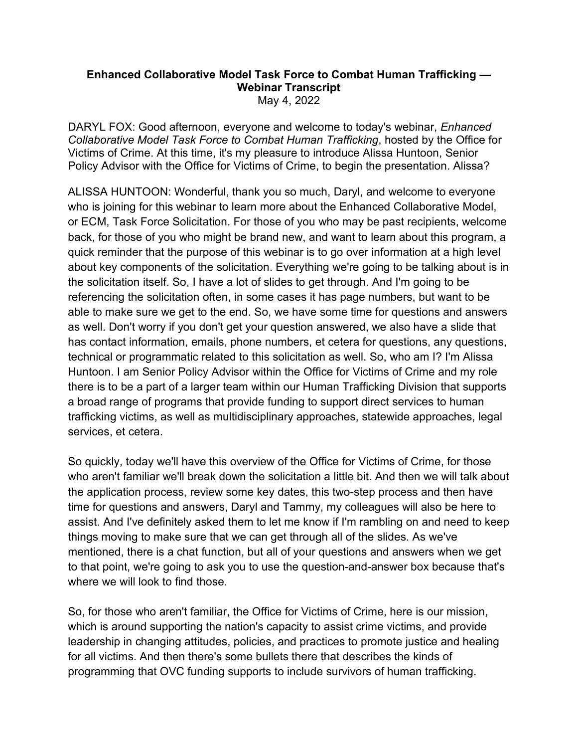# Enhanced Collaborative Model Task Force to Combat Human Trafficking — Webinar Transcript

May 4, 2022

DARYL FOX: Good afternoon, everyone and welcome to today's webinar, *Enhanced Collaborative Model Task Force to Combat Human Trafficking*, hosted by the Office for Victims of Crime. At this time, it's my pleasure to introduce Alissa Huntoon, Senior Policy Advisor with the Office for Victims of Crime, to begin the presentation. Alissa?

ALISSA HUNTOON: Wonderful, thank you so much, Daryl, and welcome to everyone who is joining for this webinar to learn more about the Enhanced Collaborative Model, or ECM, Task Force Solicitation. For those of you who may be past recipients, welcome back, for those of you who might be brand new, and want to learn about this program, a quick reminder that the purpose of this webinar is to go over information at a high level about key components of the solicitation. Everything we're going to be talking about is in the solicitation itself. So, I have a lot of slides to get through. And I'm going to be referencing the solicitation often, in some cases it has page numbers, but want to be able to make sure we get to the end. So, we have some time for questions and answers as well. Don't worry if you don't get your question answered, we also have a slide that has contact information, emails, phone numbers, et cetera for questions, any questions, technical or programmatic related to this solicitation as well. So, who am I? I'm Alissa Huntoon. I am Senior Policy Advisor within the Office for Victims of Crime and my role there is to be a part of a larger team within our Human Trafficking Division that supports a broad range of programs that provide funding to support direct services to human trafficking victims, as well as multidisciplinary approaches, statewide approaches, legal services, et cetera.

So quickly, today we'll have this overview of the Office for Victims of Crime, for those who aren't familiar we'll break down the solicitation a little bit. And then we will talk about the application process, review some key dates, this two-step process and then have time for questions and answers, Daryl and Tammy, my colleagues will also be here to assist. And I've definitely asked them to let me know if I'm rambling on and need to keep things moving to make sure that we can get through all of the slides. As we've mentioned, there is a chat function, but all of your questions and answers when we get to that point, we're going to ask you to use the question-and-answer box because that's where we will look to find those.

So, for those who aren't familiar, the Office for Victims of Crime, here is our mission, which is around supporting the nation's capacity to assist crime victims, and provide leadership in changing attitudes, policies, and practices to promote justice and healing for all victims. And then there's some bullets there that describes the kinds of programming that OVC funding supports to include survivors of human trafficking.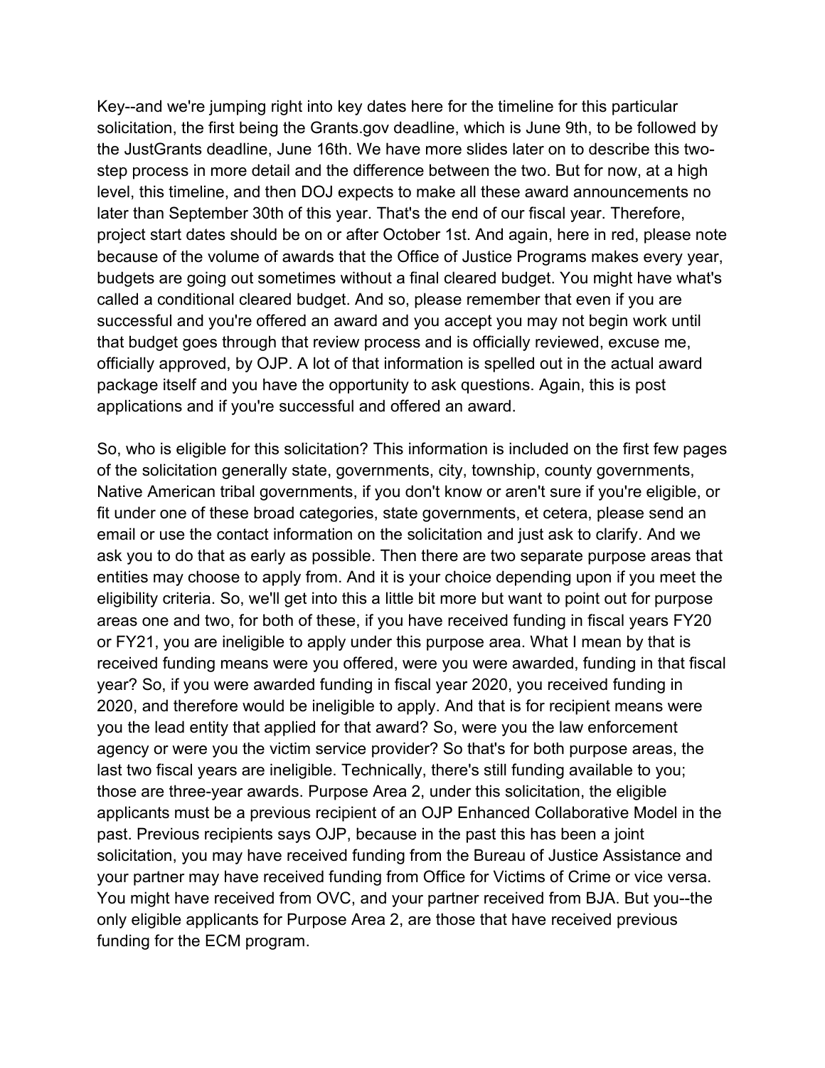Key--and we're jumping right into key dates here for the timeline for this particular solicitation, the first being the Grants.gov deadline, which is June 9th, to be followed by the JustGrants deadline, June 16th. We have more slides later on to describe this two-step process in more detail and the difference between the two. But for now, at a high level, this timeline, and then DOJ expects to make all these award announcements no later than September 30th of this year. That's the end of our fiscal year. Therefore, project start dates should be on or after October 1st. And again, here in red, please note because of the volume of awards that the Office of Justice Programs makes every year, budgets are going out sometimes without a final cleared budget. You might have what's called a conditional cleared budget. And so, please remember that even if you are successful and you're offered an award and you accept you may not begin work until that budget goes through that review process and is officially reviewed, excuse me, officially approved, by OJP. A lot of that information is spelled out in the actual award package itself and you have the opportunity to ask questions. Again, this is post applications and if you're successful and offered an award.

So, who is eligible for this solicitation? This information is included on the first few pages of the solicitation generally state, governments, city, township, county governments, Native American tribal governments, if you don't know or aren't sure if you're eligible, or fit under one of these broad categories, state governments, et cetera, please send an email or use the contact information on the solicitation and just ask to clarify. And we ask you to do that as early as possible. Then there are two separate purpose areas that entities may choose to apply from. And it is your choice depending upon if you meet the eligibility criteria. So, we'll get into this a little bit more but want to point out for purpose areas one and two, for both of these, if you have received funding in fiscal years FY20 or FY21, you are ineligible to apply under this purpose area. What I mean by that is received funding means were you offered, were you were awarded, funding in that fiscal year? So, if you were awarded funding in fiscal year 2020, you received funding in 2020, and therefore would be ineligible to apply. And that is for recipient means were you the lead entity that applied for that award? So, were you the law enforcement agency or were you the victim service provider? So that's for both purpose areas, the last two fiscal years are ineligible. Technically, there's still funding available to you; those are three-year awards. Purpose Area 2, under this solicitation, the eligible applicants must be a previous recipient of an OJP Enhanced Collaborative Model in the past. Previous recipients says OJP, because in the past this has been a joint solicitation, you may have received funding from the Bureau of Justice Assistance and your partner may have received funding from Office for Victims of Crime or vice versa. You might have received from OVC, and your partner received from BJA. But you--the only eligible applicants for Purpose Area 2, are those that have received previous funding for the ECM program.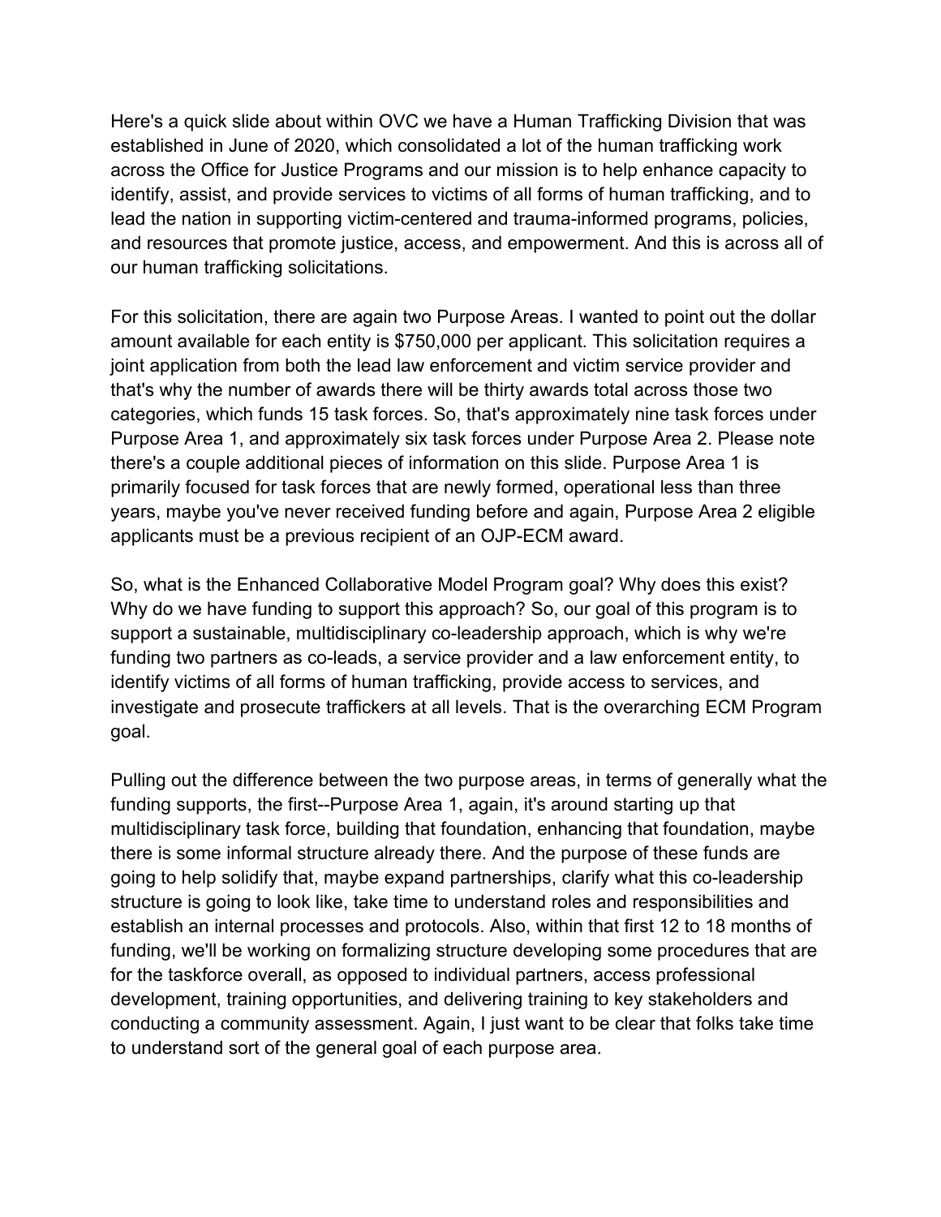Here's a quick slide about within OVC we have a Human Trafficking Division that was established in June of 2020, which consolidated a lot of the human trafficking work across the Office for Justice Programs and our mission is to help enhance capacity to identify, assist, and provide services to victims of all forms of human trafficking, and to lead the nation in supporting victim-centered and trauma-informed programs, policies, and resources that promote justice, access, and empowerment. And this is across all of our human trafficking solicitations.

For this solicitation, there are again two Purpose Areas. I wanted to point out the dollar amount available for each entity is $750,000 per applicant. This solicitation requires a joint application from both the lead law enforcement and victim service provider and that's why the number of awards there will be thirty awards total across those two categories, which funds 15 task forces. So, that's approximately nine task forces under Purpose Area 1, and approximately six task forces under Purpose Area 2. Please note there's a couple additional pieces of information on this slide. Purpose Area 1 is primarily focused for task forces that are newly formed, operational less than three years, maybe you've never received funding before and again, Purpose Area 2 eligible applicants must be a previous recipient of an OJP-ECM award.

So, what is the Enhanced Collaborative Model Program goal? Why does this exist? Why do we have funding to support this approach? So, our goal of this program is to support a sustainable, multidisciplinary co-leadership approach, which is why we're funding two partners as co-leads, a service provider and a law enforcement entity, to identify victims of all forms of human trafficking, provide access to services, and investigate and prosecute traffickers at all levels. That is the overarching ECM Program goal.

Pulling out the difference between the two purpose areas, in terms of generally what the funding supports, the first--Purpose Area 1, again, it's around starting up that multidisciplinary task force, building that foundation, enhancing that foundation, maybe there is some informal structure already there. And the purpose of these funds are going to help solidify that, maybe expand partnerships, clarify what this co-leadership structure is going to look like, take time to understand roles and responsibilities and establish an internal processes and protocols. Also, within that first 12 to 18 months of funding, we'll be working on formalizing structure developing some procedures that are for the taskforce overall, as opposed to individual partners, access professional development, training opportunities, and delivering training to key stakeholders and conducting a community assessment. Again, I just want to be clear that folks take time to understand sort of the general goal of each purpose area.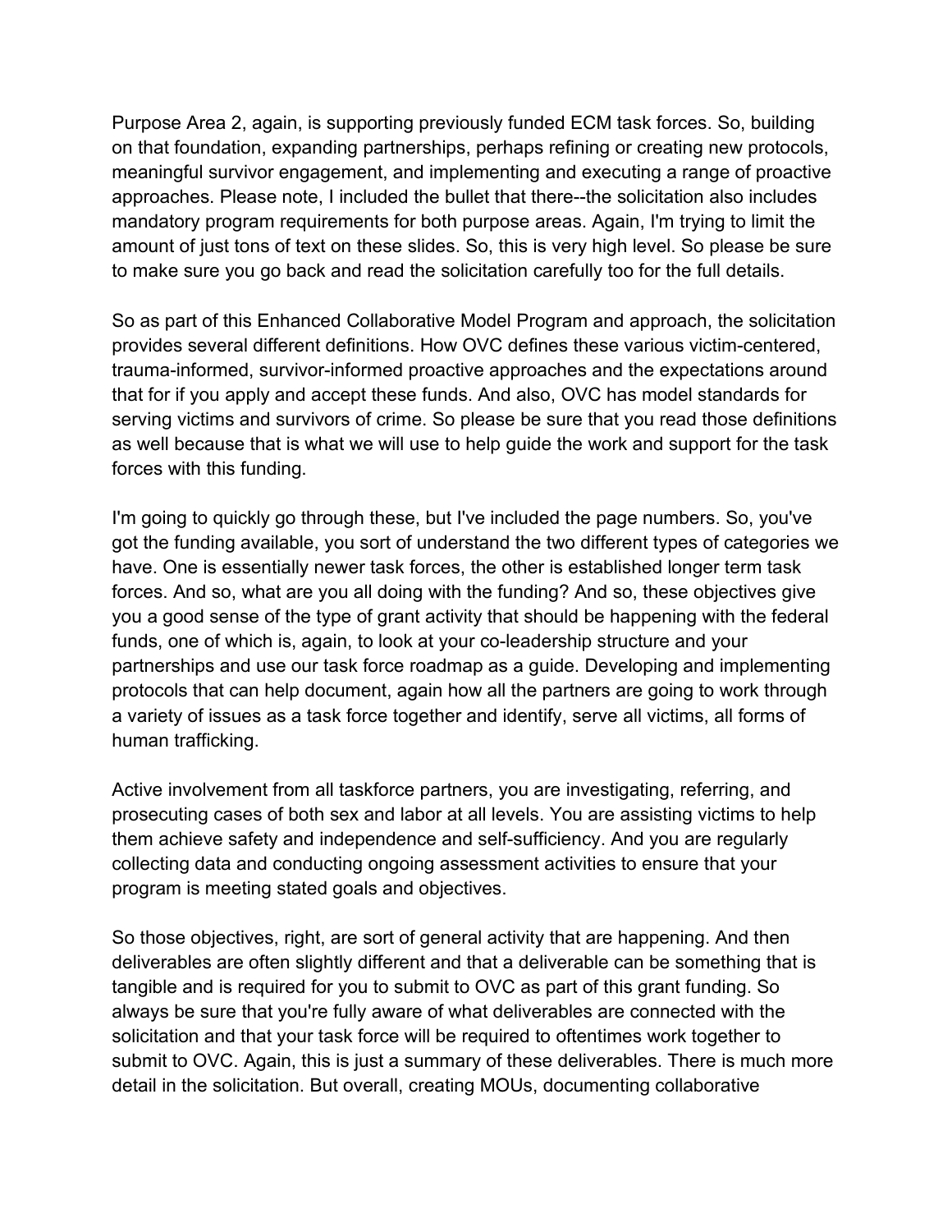Purpose Area 2, again, is supporting previously funded ECM task forces. So, building on that foundation, expanding partnerships, perhaps refining or creating new protocols, meaningful survivor engagement, and implementing and executing a range of proactive approaches. Please note, I included the bullet that there--the solicitation also includes mandatory program requirements for both purpose areas. Again, I'm trying to limit the amount of just tons of text on these slides. So, this is very high level. So please be sure to make sure you go back and read the solicitation carefully too for the full details.

So as part of this Enhanced Collaborative Model Program and approach, the solicitation provides several different definitions. How OVC defines these various victim-centered, trauma-informed, survivor-informed proactive approaches and the expectations around that for if you apply and accept these funds. And also, OVC has model standards for serving victims and survivors of crime. So please be sure that you read those definitions as well because that is what we will use to help guide the work and support for the task forces with this funding.

I'm going to quickly go through these, but I've included the page numbers. So, you've got the funding available, you sort of understand the two different types of categories we have. One is essentially newer task forces, the other is established longer term task forces. And so, what are you all doing with the funding? And so, these objectives give you a good sense of the type of grant activity that should be happening with the federal funds, one of which is, again, to look at your co-leadership structure and your partnerships and use our task force roadmap as a guide. Developing and implementing protocols that can help document, again how all the partners are going to work through a variety of issues as a task force together and identify, serve all victims, all forms of human trafficking.

Active involvement from all taskforce partners, you are investigating, referring, and prosecuting cases of both sex and labor at all levels. You are assisting victims to help them achieve safety and independence and self-sufficiency. And you are regularly collecting data and conducting ongoing assessment activities to ensure that your program is meeting stated goals and objectives.

So those objectives, right, are sort of general activity that are happening. And then deliverables are often slightly different and that a deliverable can be something that is tangible and is required for you to submit to OVC as part of this grant funding. So always be sure that you're fully aware of what deliverables are connected with the solicitation and that your task force will be required to oftentimes work together to submit to OVC. Again, this is just a summary of these deliverables. There is much more detail in the solicitation. But overall, creating MOUs, documenting collaborative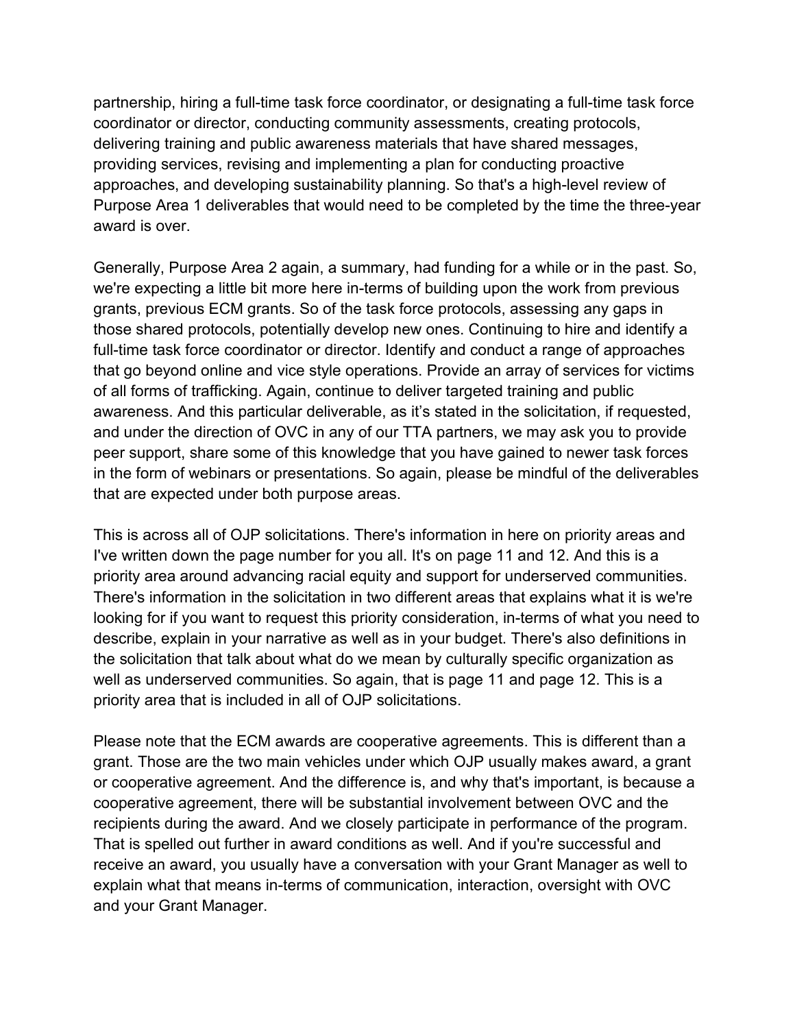partnership, hiring a full-time task force coordinator, or designating a full-time task force coordinator or director, conducting community assessments, creating protocols, delivering training and public awareness materials that have shared messages, providing services, revising and implementing a plan for conducting proactive approaches, and developing sustainability planning. So that's a high-level review of Purpose Area 1 deliverables that would need to be completed by the time the three-year award is over.

Generally, Purpose Area 2 again, a summary, had funding for a while or in the past. So, we're expecting a little bit more here in-terms of building upon the work from previous grants, previous ECM grants. So of the task force protocols, assessing any gaps in those shared protocols, potentially develop new ones. Continuing to hire and identify a full-time task force coordinator or director. Identify and conduct a range of approaches that go beyond online and vice style operations. Provide an array of services for victims of all forms of trafficking. Again, continue to deliver targeted training and public awareness. And this particular deliverable, as it's stated in the solicitation, if requested, and under the direction of OVC in any of our TTA partners, we may ask you to provide peer support, share some of this knowledge that you have gained to newer task forces in the form of webinars or presentations. So again, please be mindful of the deliverables that are expected under both purpose areas.

This is across all of OJP solicitations. There's information in here on priority areas and I've written down the page number for you all. It's on page 11 and 12. And this is a priority area around advancing racial equity and support for underserved communities. There's information in the solicitation in two different areas that explains what it is we're looking for if you want to request this priority consideration, in-terms of what you need to describe, explain in your narrative as well as in your budget. There's also definitions in the solicitation that talk about what do we mean by culturally specific organization as well as underserved communities. So again, that is page 11 and page 12. This is a priority area that is included in all of OJP solicitations.

Please note that the ECM awards are cooperative agreements. This is different than a grant. Those are the two main vehicles under which OJP usually makes award, a grant or cooperative agreement. And the difference is, and why that's important, is because a cooperative agreement, there will be substantial involvement between OVC and the recipients during the award. And we closely participate in performance of the program. That is spelled out further in award conditions as well. And if you're successful and receive an award, you usually have a conversation with your Grant Manager as well to explain what that means in-terms of communication, interaction, oversight with OVC and your Grant Manager.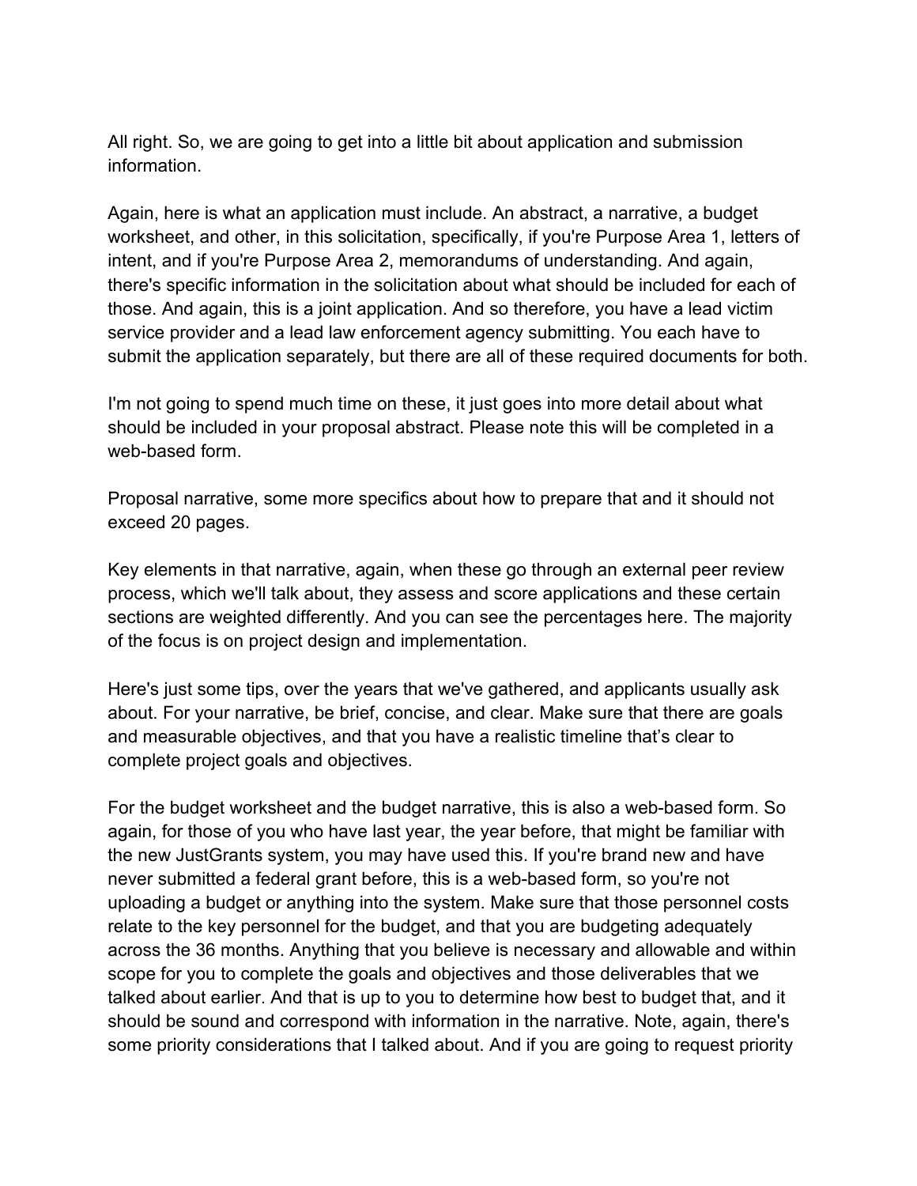All right. So, we are going to get into a little bit about application and submission information.

Again, here is what an application must include. An abstract, a narrative, a budget worksheet, and other, in this solicitation, specifically, if you're Purpose Area 1, letters of intent, and if you're Purpose Area 2, memorandums of understanding. And again, there's specific information in the solicitation about what should be included for each of those. And again, this is a joint application. And so therefore, you have a lead victim service provider and a lead law enforcement agency submitting. You each have to submit the application separately, but there are all of these required documents for both.

I'm not going to spend much time on these, it just goes into more detail about what should be included in your proposal abstract. Please note this will be completed in a web-based form.

Proposal narrative, some more specifics about how to prepare that and it should not exceed 20 pages.

Key elements in that narrative, again, when these go through an external peer review process, which we'll talk about, they assess and score applications and these certain sections are weighted differently. And you can see the percentages here. The majority of the focus is on project design and implementation.

Here's just some tips, over the years that we've gathered, and applicants usually ask about. For your narrative, be brief, concise, and clear. Make sure that there are goals and measurable objectives, and that you have a realistic timeline that's clear to complete project goals and objectives.

For the budget worksheet and the budget narrative, this is also a web-based form. So again, for those of you who have last year, the year before, that might be familiar with the new JustGrants system, you may have used this. If you're brand new and have never submitted a federal grant before, this is a web-based form, so you're not uploading a budget or anything into the system. Make sure that those personnel costs relate to the key personnel for the budget, and that you are budgeting adequately across the 36 months. Anything that you believe is necessary and allowable and within scope for you to complete the goals and objectives and those deliverables that we talked about earlier. And that is up to you to determine how best to budget that, and it should be sound and correspond with information in the narrative. Note, again, there's some priority considerations that I talked about. And if you are going to request priority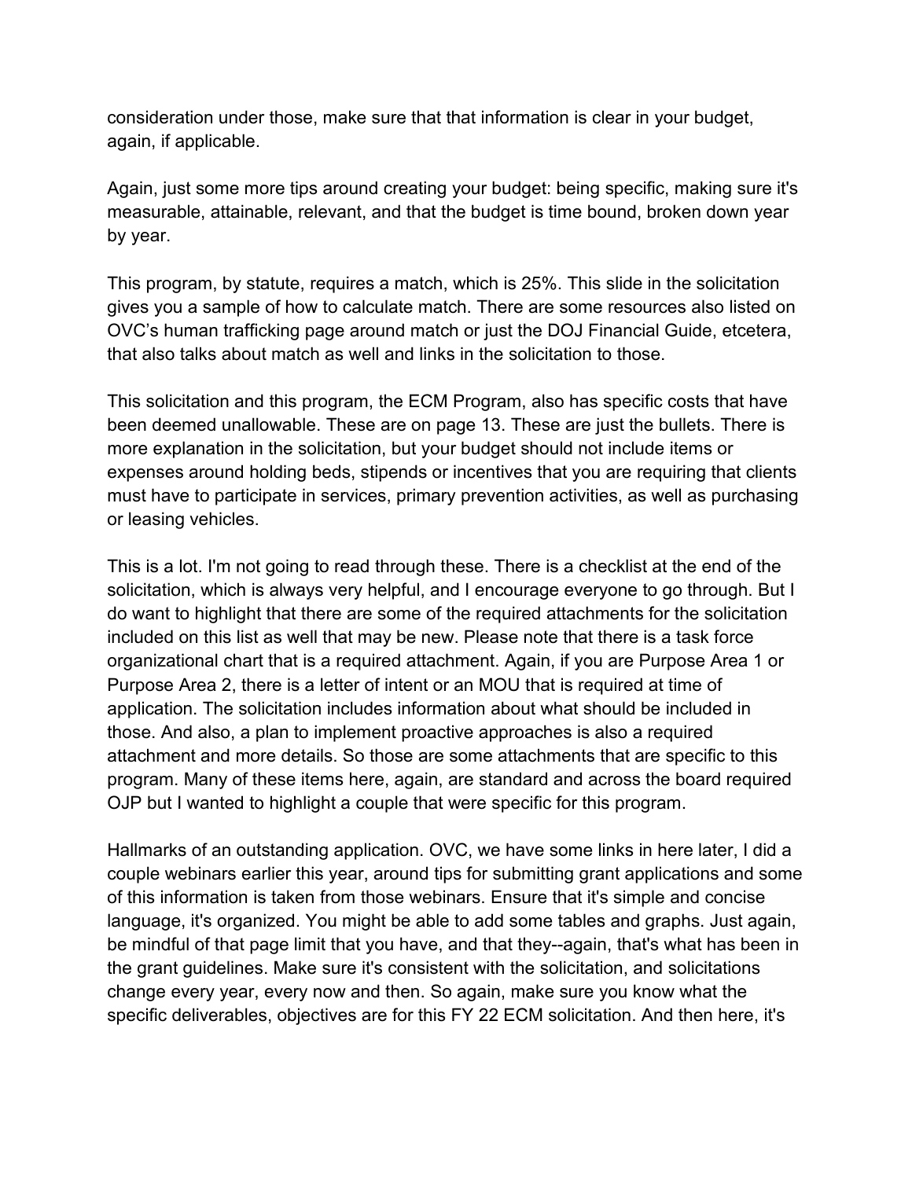consideration under those, make sure that that information is clear in your budget, again, if applicable.

Again, just some more tips around creating your budget: being specific, making sure it's measurable, attainable, relevant, and that the budget is time bound, broken down year by year.

This program, by statute, requires a match, which is 25%. This slide in the solicitation gives you a sample of how to calculate match. There are some resources also listed on OVC's human trafficking page around match or just the DOJ Financial Guide, etcetera, that also talks about match as well and links in the solicitation to those.

This solicitation and this program, the ECM Program, also has specific costs that have been deemed unallowable. These are on page 13. These are just the bullets. There is more explanation in the solicitation, but your budget should not include items or expenses around holding beds, stipends or incentives that you are requiring that clients must have to participate in services, primary prevention activities, as well as purchasing or leasing vehicles.

This is a lot. I'm not going to read through these. There is a checklist at the end of the solicitation, which is always very helpful, and I encourage everyone to go through. But I do want to highlight that there are some of the required attachments for the solicitation included on this list as well that may be new. Please note that there is a task force organizational chart that is a required attachment. Again, if you are Purpose Area 1 or Purpose Area 2, there is a letter of intent or an MOU that is required at time of application. The solicitation includes information about what should be included in those. And also, a plan to implement proactive approaches is also a required attachment and more details. So those are some attachments that are specific to this program. Many of these items here, again, are standard and across the board required OJP but I wanted to highlight a couple that were specific for this program.

Hallmarks of an outstanding application. OVC, we have some links in here later, I did a couple webinars earlier this year, around tips for submitting grant applications and some of this information is taken from those webinars. Ensure that it's simple and concise language, it's organized. You might be able to add some tables and graphs. Just again, be mindful of that page limit that you have, and that they--again, that's what has been in the grant guidelines. Make sure it's consistent with the solicitation, and solicitations change every year, every now and then. So again, make sure you know what the specific deliverables, objectives are for this FY 22 ECM solicitation. And then here, it's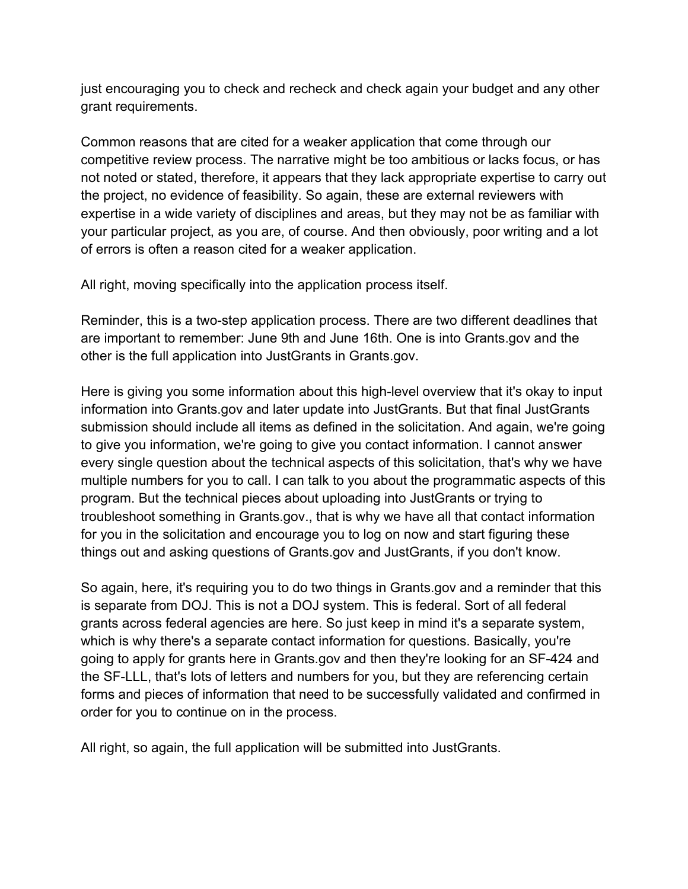just encouraging you to check and recheck and check again your budget and any other grant requirements.

Common reasons that are cited for a weaker application that come through our competitive review process. The narrative might be too ambitious or lacks focus, or has not noted or stated, therefore, it appears that they lack appropriate expertise to carry out the project, no evidence of feasibility. So again, these are external reviewers with expertise in a wide variety of disciplines and areas, but they may not be as familiar with your particular project, as you are, of course. And then obviously, poor writing and a lot of errors is often a reason cited for a weaker application.

All right, moving specifically into the application process itself.

Reminder, this is a two-step application process. There are two different deadlines that are important to remember: June 9th and June 16th. One is into Grants.gov and the other is the full application into JustGrants in Grants.gov.

Here is giving you some information about this high-level overview that it's okay to input information into Grants.gov and later update into JustGrants. But that final JustGrants submission should include all items as defined in the solicitation. And again, we're going to give you information, we're going to give you contact information. I cannot answer every single question about the technical aspects of this solicitation, that's why we have multiple numbers for you to call. I can talk to you about the programmatic aspects of this program. But the technical pieces about uploading into JustGrants or trying to troubleshoot something in Grants.gov., that is why we have all that contact information for you in the solicitation and encourage you to log on now and start figuring these things out and asking questions of Grants.gov and JustGrants, if you don't know.

So again, here, it's requiring you to do two things in Grants.gov and a reminder that this is separate from DOJ. This is not a DOJ system. This is federal. Sort of all federal grants across federal agencies are here. So just keep in mind it's a separate system, which is why there's a separate contact information for questions. Basically, you're going to apply for grants here in Grants.gov and then they're looking for an SF-424 and the SF-LLL, that's lots of letters and numbers for you, but they are referencing certain forms and pieces of information that need to be successfully validated and confirmed in order for you to continue on in the process.

All right, so again, the full application will be submitted into JustGrants.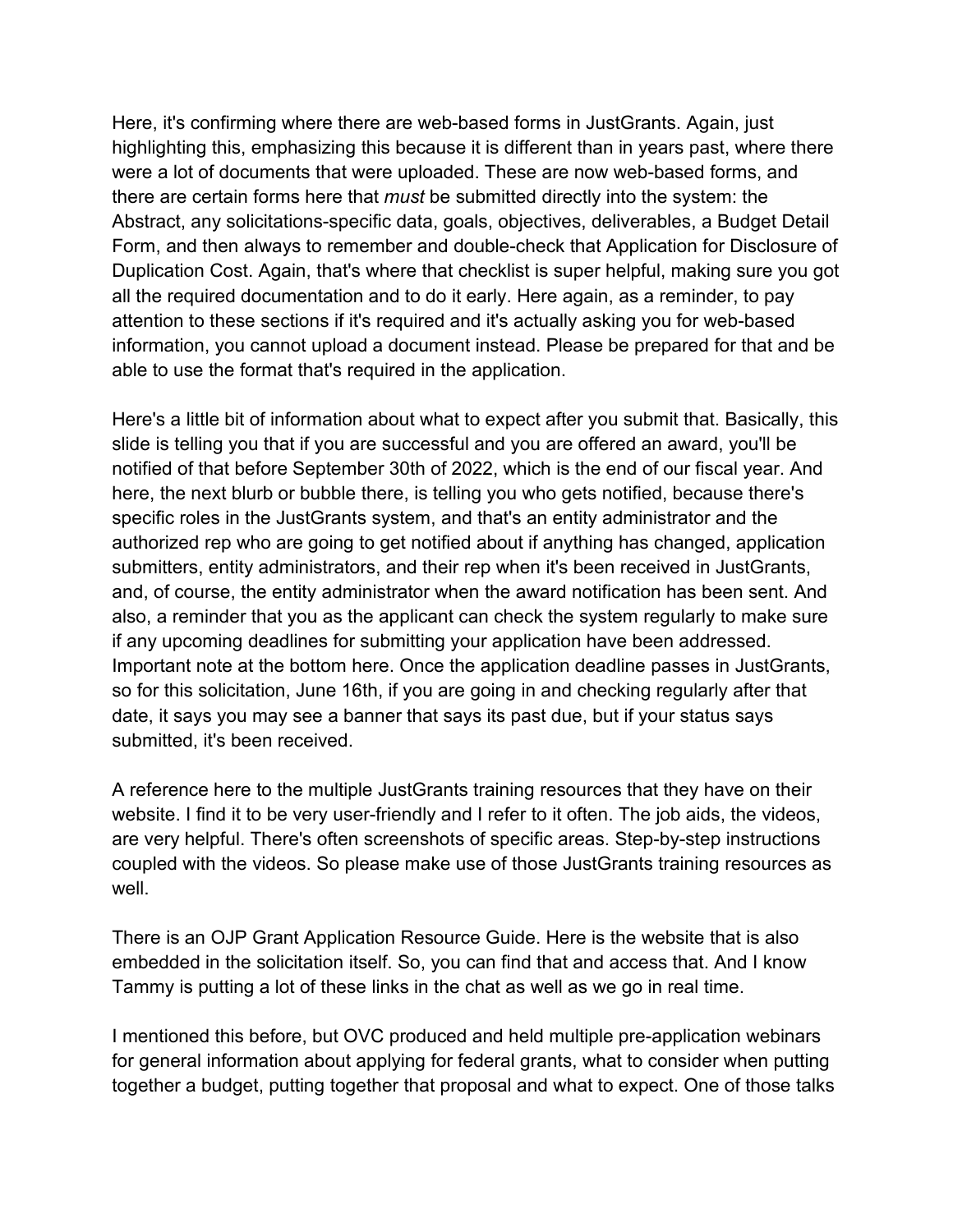Here, it's confirming where there are web-based forms in JustGrants. Again, just highlighting this, emphasizing this because it is different than in years past, where there were a lot of documents that were uploaded. These are now web-based forms, and there are certain forms here that *must* be submitted directly into the system: the Abstract, any solicitations-specific data, goals, objectives, deliverables, a Budget Detail Form, and then always to remember and double-check that Application for Disclosure of Duplication Cost. Again, that's where that checklist is super helpful, making sure you got all the required documentation and to do it early. Here again, as a reminder, to pay attention to these sections if it's required and it's actually asking you for web-based information, you cannot upload a document instead. Please be prepared for that and be able to use the format that's required in the application.

Here's a little bit of information about what to expect after you submit that. Basically, this slide is telling you that if you are successful and you are offered an award, you'll be notified of that before September 30th of 2022, which is the end of our fiscal year. And here, the next blurb or bubble there, is telling you who gets notified, because there's specific roles in the JustGrants system, and that's an entity administrator and the authorized rep who are going to get notified about if anything has changed, application submitters, entity administrators, and their rep when it's been received in JustGrants, and, of course, the entity administrator when the award notification has been sent. And also, a reminder that you as the applicant can check the system regularly to make sure if any upcoming deadlines for submitting your application have been addressed. Important note at the bottom here. Once the application deadline passes in JustGrants, so for this solicitation, June 16th, if you are going in and checking regularly after that date, it says you may see a banner that says its past due, but if your status says submitted, it's been received.

A reference here to the multiple JustGrants training resources that they have on their website. I find it to be very user-friendly and I refer to it often. The job aids, the videos, are very helpful. There's often screenshots of specific areas. Step-by-step instructions coupled with the videos. So please make use of those JustGrants training resources as well.

There is an OJP Grant Application Resource Guide. Here is the website that is also embedded in the solicitation itself. So, you can find that and access that. And I know Tammy is putting a lot of these links in the chat as well as we go in real time.

I mentioned this before, but OVC produced and held multiple pre-application webinars for general information about applying for federal grants, what to consider when putting together a budget, putting together that proposal and what to expect. One of those talks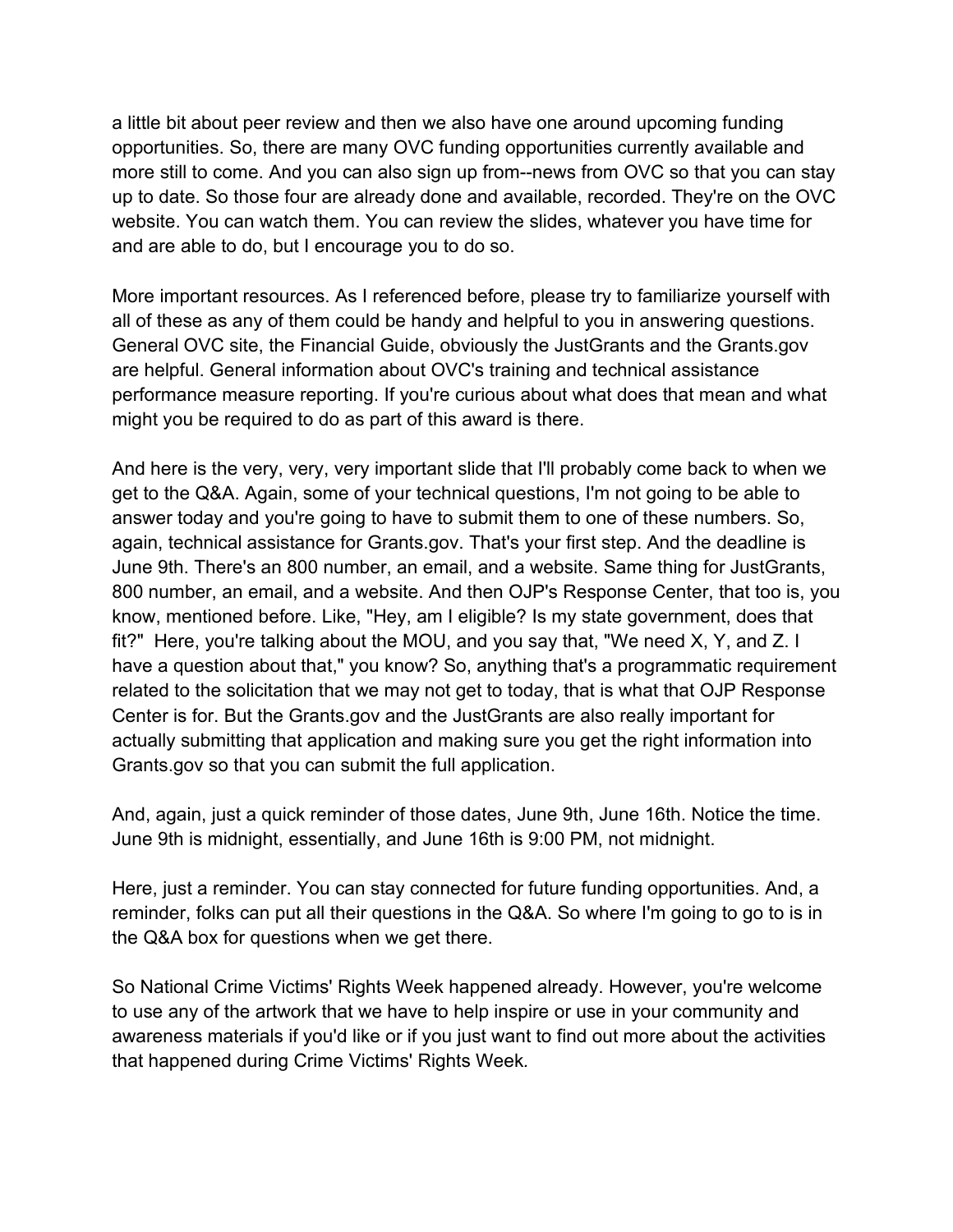a little bit about peer review and then we also have one around upcoming funding opportunities. So, there are many OVC funding opportunities currently available and more still to come. And you can also sign up from--news from OVC so that you can stay up to date. So those four are already done and available, recorded. They're on the OVC website. You can watch them. You can review the slides, whatever you have time for and are able to do, but I encourage you to do so.

More important resources. As I referenced before, please try to familiarize yourself with all of these as any of them could be handy and helpful to you in answering questions. General OVC site, the Financial Guide, obviously the JustGrants and the Grants.gov are helpful. General information about OVC's training and technical assistance performance measure reporting. If you're curious about what does that mean and what might you be required to do as part of this award is there.

And here is the very, very, very important slide that I'll probably come back to when we get to the Q&A. Again, some of your technical questions, I'm not going to be able to answer today and you're going to have to submit them to one of these numbers. So, again, technical assistance for Grants.gov. That's your first step. And the deadline is June 9th. There's an 800 number, an email, and a website. Same thing for JustGrants, 800 number, an email, and a website. And then OJP's Response Center, that too is, you know, mentioned before. Like, "Hey, am I eligible? Is my state government, does that fit?" Here, you're talking about the MOU, and you say that, "We need X, Y, and Z. I have a question about that," you know? So, anything that's a programmatic requirement related to the solicitation that we may not get to today, that is what that OJP Response Center is for. But the Grants.gov and the JustGrants are also really important for actually submitting that application and making sure you get the right information into Grants.gov so that you can submit the full application.

And, again, just a quick reminder of those dates, June 9th, June 16th. Notice the time. June 9th is midnight, essentially, and June 16th is 9:00 PM, not midnight.

Here, just a reminder. You can stay connected for future funding opportunities. And, a reminder, folks can put all their questions in the Q&A. So where I'm going to go to is in the Q&A box for questions when we get there.

So National Crime Victims' Rights Week happened already. However, you're welcome to use any of the artwork that we have to help inspire or use in your community and awareness materials if you'd like or if you just want to find out more about the activities that happened during Crime Victims' Rights Week.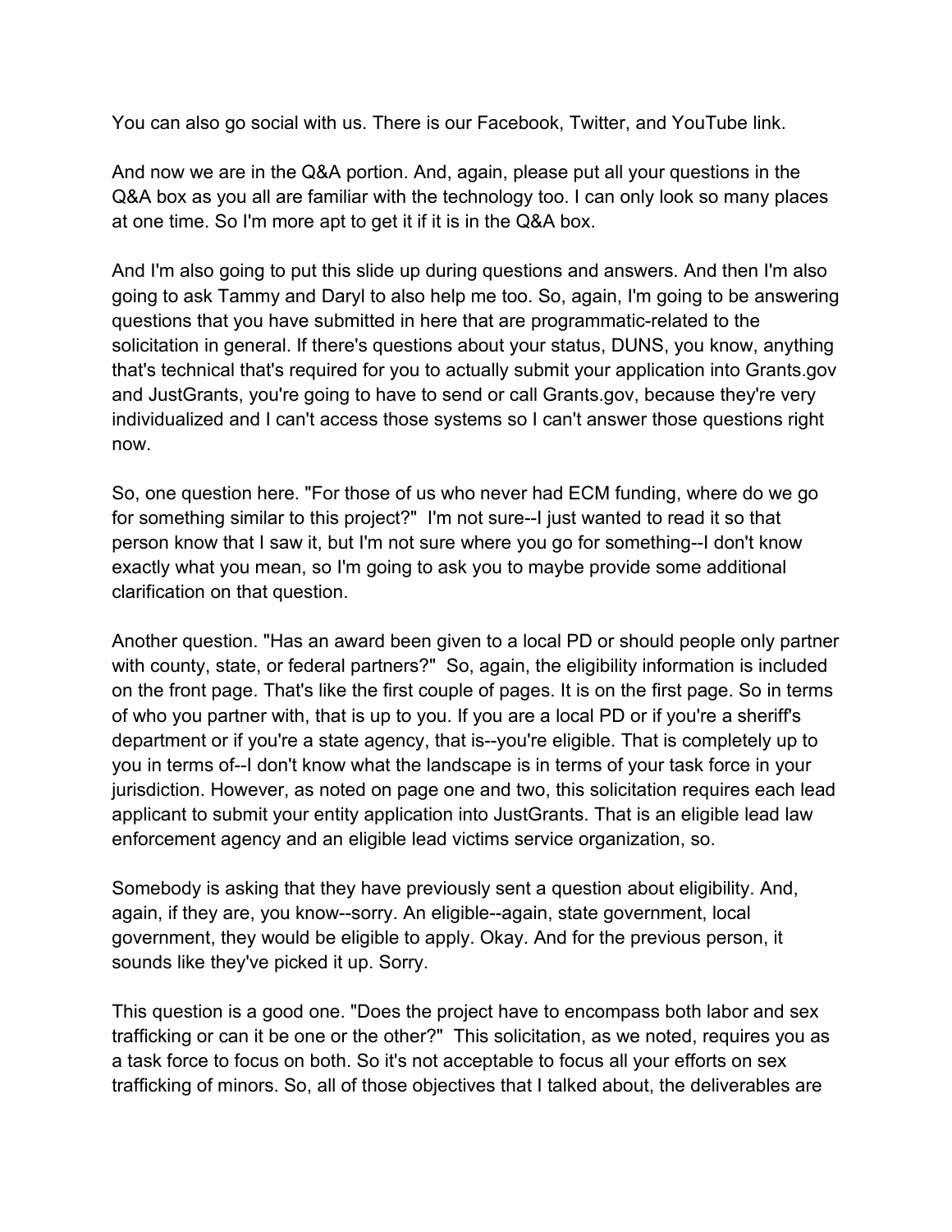You can also go social with us. There is our Facebook, Twitter, and YouTube link.

And now we are in the Q&A portion. And, again, please put all your questions in the Q&A box as you all are familiar with the technology too. I can only look so many places at one time. So I'm more apt to get it if it is in the Q&A box.

And I'm also going to put this slide up during questions and answers. And then I'm also going to ask Tammy and Daryl to also help me too. So, again, I'm going to be answering questions that you have submitted in here that are programmatic-related to the solicitation in general. If there's questions about your status, DUNS, you know, anything that's technical that's required for you to actually submit your application into Grants.gov and JustGrants, you're going to have to send or call Grants.gov, because they're very individualized and I can't access those systems so I can't answer those questions right now.

So, one question here. "For those of us who never had ECM funding, where do we go for something similar to this project?" I'm not sure--I just wanted to read it so that person know that I saw it, but I'm not sure where you go for something--I don't know exactly what you mean, so I'm going to ask you to maybe provide some additional clarification on that question.

Another question. "Has an award been given to a local PD or should people only partner with county, state, or federal partners?" So, again, the eligibility information is included on the front page. That's like the first couple of pages. It is on the first page. So in terms of who you partner with, that is up to you. If you are a local PD or if you're a sheriff's department or if you're a state agency, that is--you're eligible. That is completely up to you in terms of--I don't know what the landscape is in terms of your task force in your jurisdiction. However, as noted on page one and two, this solicitation requires each lead applicant to submit your entity application into JustGrants. That is an eligible lead law enforcement agency and an eligible lead victims service organization, so.

Somebody is asking that they have previously sent a question about eligibility. And, again, if they are, you know--sorry. An eligible--again, state government, local government, they would be eligible to apply. Okay. And for the previous person, it sounds like they've picked it up. Sorry.

This question is a good one. "Does the project have to encompass both labor and sex trafficking or can it be one or the other?" This solicitation, as we noted, requires you as a task force to focus on both. So it's not acceptable to focus all your efforts on sex trafficking of minors. So, all of those objectives that I talked about, the deliverables are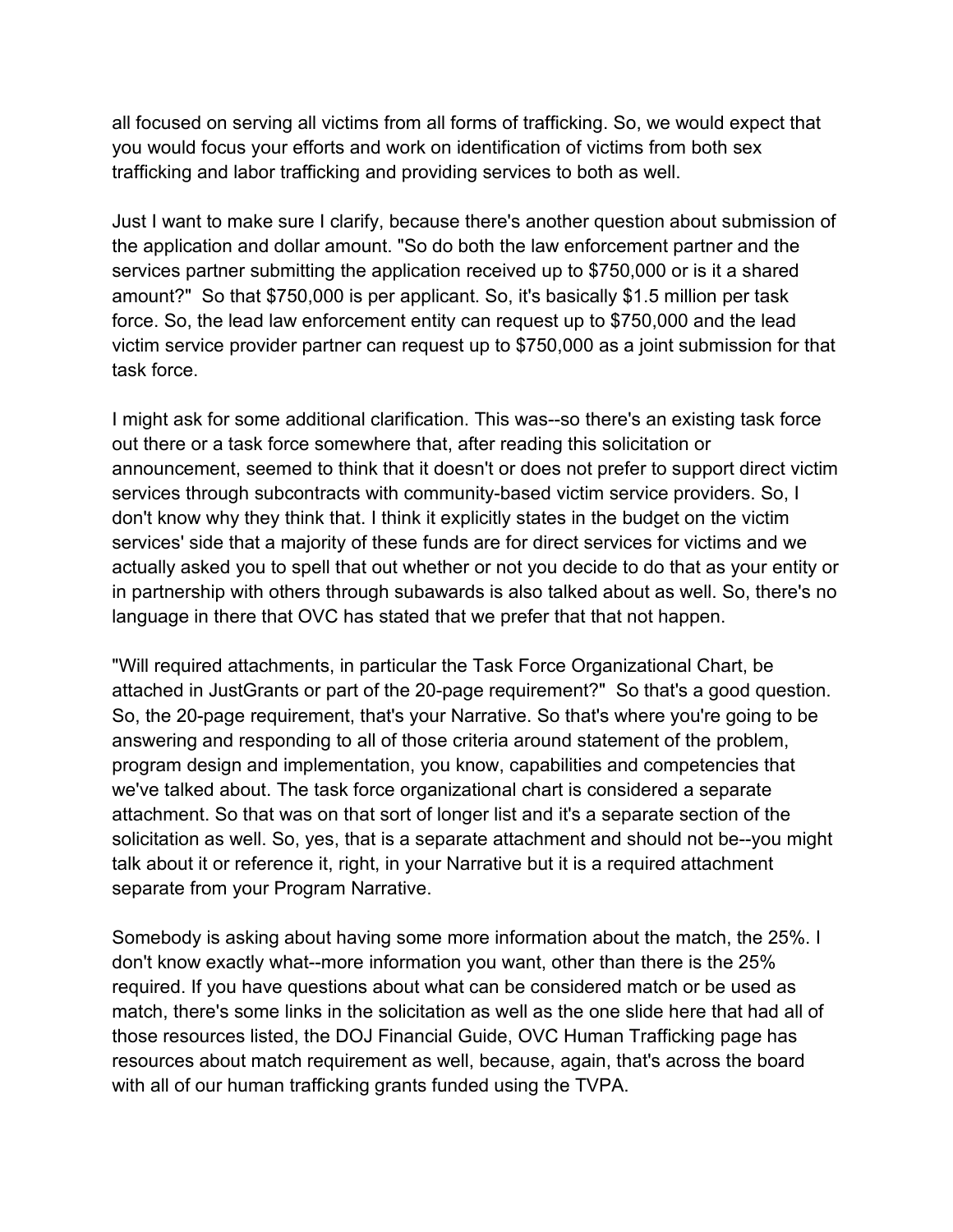all focused on serving all victims from all forms of trafficking. So, we would expect that you would focus your efforts and work on identification of victims from both sex trafficking and labor trafficking and providing services to both as well.

Just I want to make sure I clarify, because there's another question about submission of the application and dollar amount. "So do both the law enforcement partner and the services partner submitting the application received up to $750,000 or is it a shared amount?" So that $750,000 is per applicant. So, it's basically $1.5 million per task force. So, the lead law enforcement entity can request up to $750,000 and the lead victim service provider partner can request up to $750,000 as a joint submission for that task force.

I might ask for some additional clarification. This was--so there's an existing task force out there or a task force somewhere that, after reading this solicitation or announcement, seemed to think that it doesn't or does not prefer to support direct victim services through subcontracts with community-based victim service providers. So, I don't know why they think that. I think it explicitly states in the budget on the victim services' side that a majority of these funds are for direct services for victims and we actually asked you to spell that out whether or not you decide to do that as your entity or in partnership with others through subawards is also talked about as well. So, there's no language in there that OVC has stated that we prefer that that not happen.

"Will required attachments, in particular the Task Force Organizational Chart, be attached in JustGrants or part of the 20-page requirement?" So that's a good question. So, the 20-page requirement, that's your Narrative. So that's where you're going to be answering and responding to all of those criteria around statement of the problem, program design and implementation, you know, capabilities and competencies that we've talked about. The task force organizational chart is considered a separate attachment. So that was on that sort of longer list and it's a separate section of the solicitation as well. So, yes, that is a separate attachment and should not be--you might talk about it or reference it, right, in your Narrative but it is a required attachment separate from your Program Narrative.

Somebody is asking about having some more information about the match, the 25%. I don't know exactly what--more information you want, other than there is the 25% required. If you have questions about what can be considered match or be used as match, there's some links in the solicitation as well as the one slide here that had all of those resources listed, the DOJ Financial Guide, OVC Human Trafficking page has resources about match requirement as well, because, again, that's across the board with all of our human trafficking grants funded using the TVPA.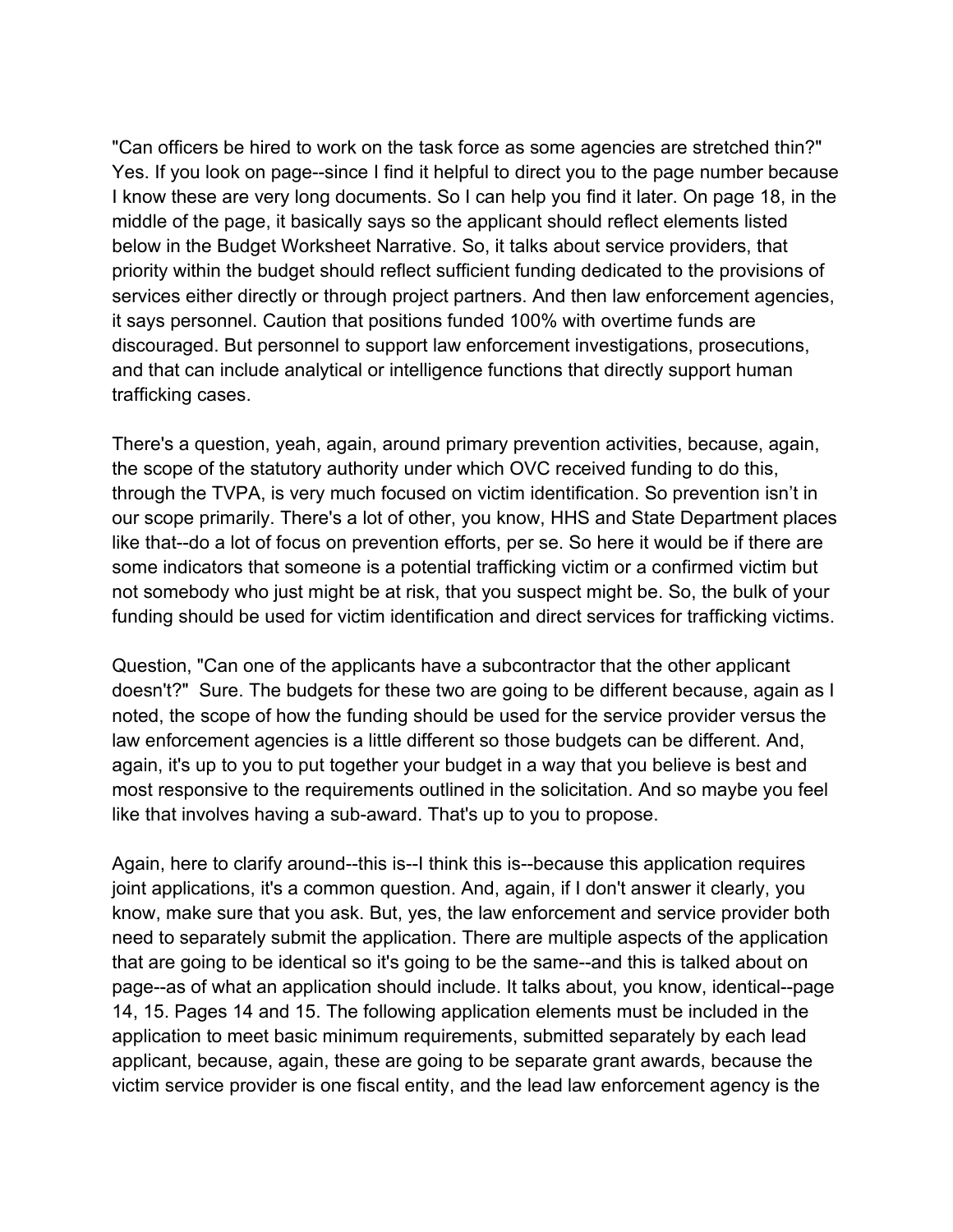"Can officers be hired to work on the task force as some agencies are stretched thin?" Yes. If you look on page--since I find it helpful to direct you to the page number because I know these are very long documents. So I can help you find it later. On page 18, in the middle of the page, it basically says so the applicant should reflect elements listed below in the Budget Worksheet Narrative. So, it talks about service providers, that priority within the budget should reflect sufficient funding dedicated to the provisions of services either directly or through project partners. And then law enforcement agencies, it says personnel. Caution that positions funded 100% with overtime funds are discouraged. But personnel to support law enforcement investigations, prosecutions, and that can include analytical or intelligence functions that directly support human trafficking cases.

There's a question, yeah, again, around primary prevention activities, because, again, the scope of the statutory authority under which OVC received funding to do this, through the TVPA, is very much focused on victim identification. So prevention isn't in our scope primarily. There's a lot of other, you know, HHS and State Department places like that--do a lot of focus on prevention efforts, per se. So here it would be if there are some indicators that someone is a potential trafficking victim or a confirmed victim but not somebody who just might be at risk, that you suspect might be. So, the bulk of your funding should be used for victim identification and direct services for trafficking victims.

Question, "Can one of the applicants have a subcontractor that the other applicant doesn't?" Sure. The budgets for these two are going to be different because, again as I noted, the scope of how the funding should be used for the service provider versus the law enforcement agencies is a little different so those budgets can be different. And, again, it's up to you to put together your budget in a way that you believe is best and most responsive to the requirements outlined in the solicitation. And so maybe you feel like that involves having a sub-award. That's up to you to propose.

Again, here to clarify around--this is--I think this is--because this application requires joint applications, it's a common question. And, again, if I don't answer it clearly, you know, make sure that you ask. But, yes, the law enforcement and service provider both need to separately submit the application. There are multiple aspects of the application that are going to be identical so it's going to be the same--and this is talked about on page--as of what an application should include. It talks about, you know, identical--page 14, 15. Pages 14 and 15. The following application elements must be included in the application to meet basic minimum requirements, submitted separately by each lead applicant, because, again, these are going to be separate grant awards, because the victim service provider is one fiscal entity, and the lead law enforcement agency is the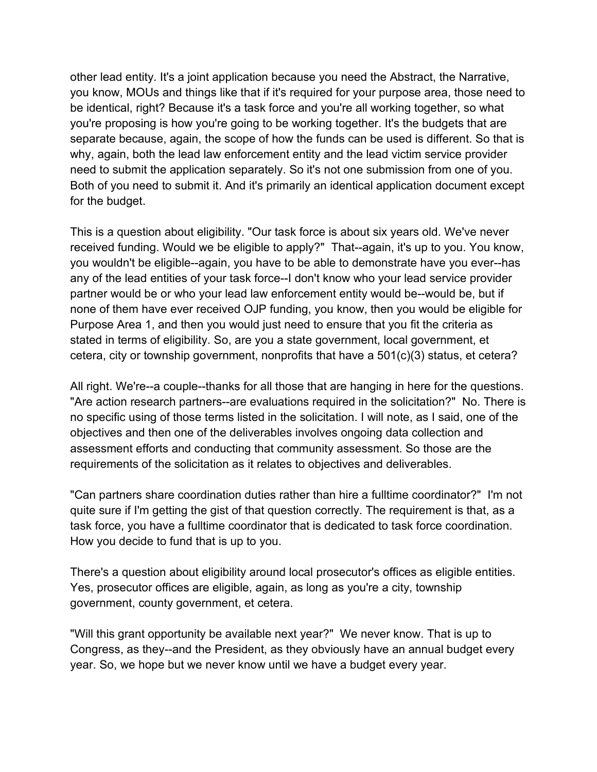other lead entity. It's a joint application because you need the Abstract, the Narrative, you know, MOUs and things like that if it's required for your purpose area, those need to be identical, right? Because it's a task force and you're all working together, so what you're proposing is how you're going to be working together. It's the budgets that are separate because, again, the scope of how the funds can be used is different. So that is why, again, both the lead law enforcement entity and the lead victim service provider need to submit the application separately. So it's not one submission from one of you. Both of you need to submit it. And it's primarily an identical application document except for the budget.

This is a question about eligibility. "Our task force is about six years old. We've never received funding. Would we be eligible to apply?" That--again, it's up to you. You know, you wouldn't be eligible--again, you have to be able to demonstrate have you ever--has any of the lead entities of your task force--I don't know who your lead service provider partner would be or who your lead law enforcement entity would be--would be, but if none of them have ever received OJP funding, you know, then you would be eligible for Purpose Area 1, and then you would just need to ensure that you fit the criteria as stated in terms of eligibility. So, are you a state government, local government, et cetera, city or township government, nonprofits that have a 501(c)(3) status, et cetera?

All right. We're--a couple--thanks for all those that are hanging in here for the questions. "Are action research partners--are evaluations required in the solicitation?" No. There is no specific using of those terms listed in the solicitation. I will note, as I said, one of the objectives and then one of the deliverables involves ongoing data collection and assessment efforts and conducting that community assessment. So those are the requirements of the solicitation as it relates to objectives and deliverables.

"Can partners share coordination duties rather than hire a fulltime coordinator?" I'm not quite sure if I'm getting the gist of that question correctly. The requirement is that, as a task force, you have a fulltime coordinator that is dedicated to task force coordination. How you decide to fund that is up to you.

There's a question about eligibility around local prosecutor's offices as eligible entities. Yes, prosecutor offices are eligible, again, as long as you're a city, township government, county government, et cetera.

"Will this grant opportunity be available next year?" We never know. That is up to Congress, as they--and the President, as they obviously have an annual budget every year. So, we hope but we never know until we have a budget every year.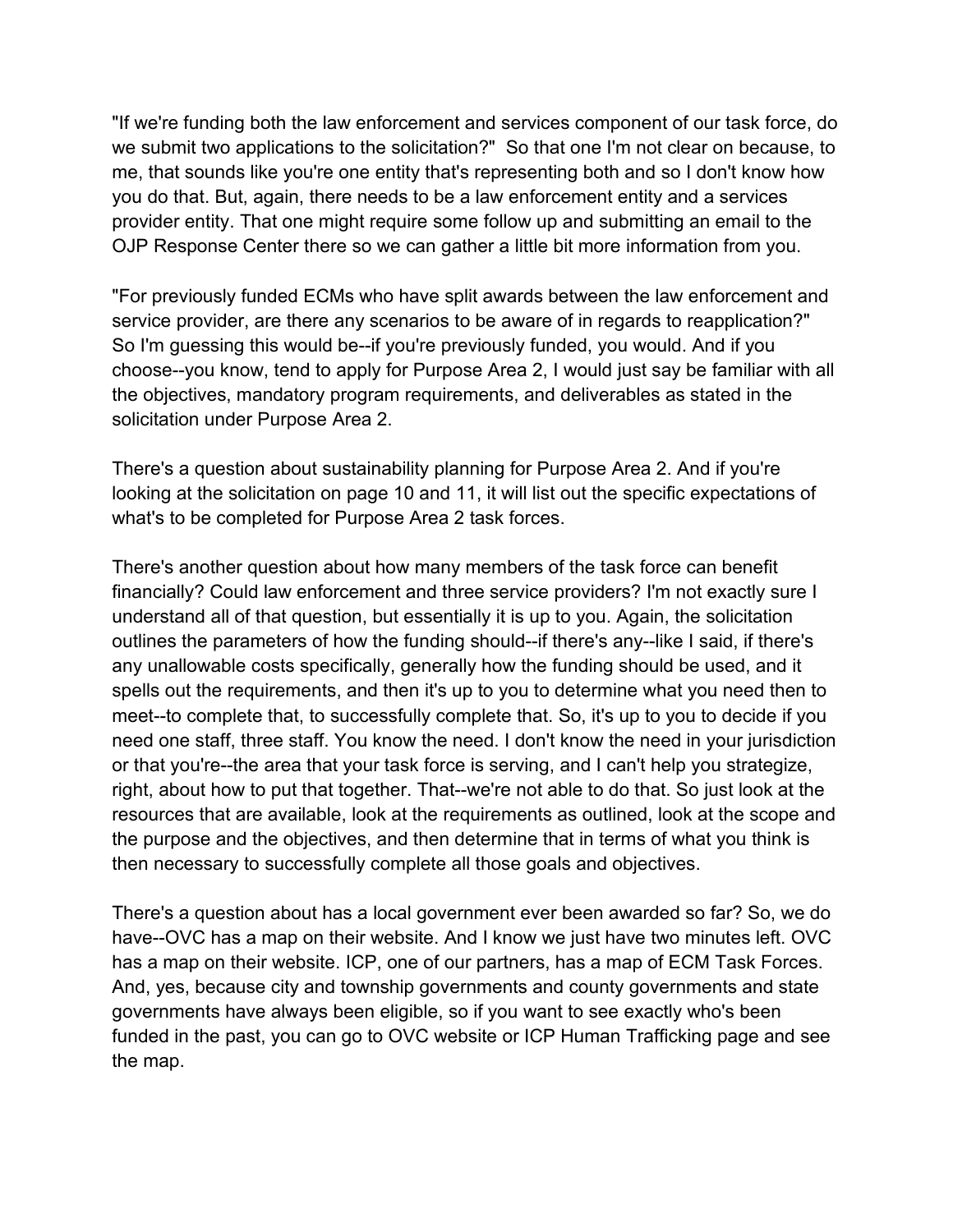"If we're funding both the law enforcement and services component of our task force, do we submit two applications to the solicitation?"  So that one I'm not clear on because, to me, that sounds like you're one entity that's representing both and so I don't know how you do that. But, again, there needs to be a law enforcement entity and a services provider entity. That one might require some follow up and submitting an email to the OJP Response Center there so we can gather a little bit more information from you.

"For previously funded ECMs who have split awards between the law enforcement and service provider, are there any scenarios to be aware of in regards to reapplication?" So I'm guessing this would be--if you're previously funded, you would. And if you choose--you know, tend to apply for Purpose Area 2, I would just say be familiar with all the objectives, mandatory program requirements, and deliverables as stated in the solicitation under Purpose Area 2.

There's a question about sustainability planning for Purpose Area 2. And if you're looking at the solicitation on page 10 and 11, it will list out the specific expectations of what's to be completed for Purpose Area 2 task forces.

There's another question about how many members of the task force can benefit financially? Could law enforcement and three service providers? I'm not exactly sure I understand all of that question, but essentially it is up to you. Again, the solicitation outlines the parameters of how the funding should--if there's any--like I said, if there's any unallowable costs specifically, generally how the funding should be used, and it spells out the requirements, and then it's up to you to determine what you need then to meet--to complete that, to successfully complete that. So, it's up to you to decide if you need one staff, three staff. You know the need. I don't know the need in your jurisdiction or that you're--the area that your task force is serving, and I can't help you strategize, right, about how to put that together. That--we're not able to do that. So just look at the resources that are available, look at the requirements as outlined, look at the scope and the purpose and the objectives, and then determine that in terms of what you think is then necessary to successfully complete all those goals and objectives.

There's a question about has a local government ever been awarded so far? So, we do have--OVC has a map on their website. And I know we just have two minutes left. OVC has a map on their website. ICP, one of our partners, has a map of ECM Task Forces. And, yes, because city and township governments and county governments and state governments have always been eligible, so if you want to see exactly who's been funded in the past, you can go to OVC website or ICP Human Trafficking page and see the map.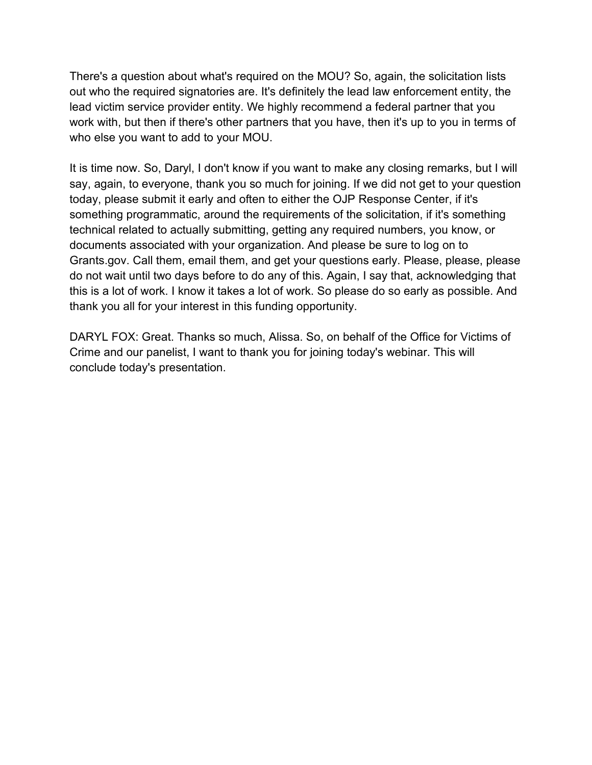There's a question about what's required on the MOU? So, again, the solicitation lists out who the required signatories are. It's definitely the lead law enforcement entity, the lead victim service provider entity. We highly recommend a federal partner that you work with, but then if there's other partners that you have, then it's up to you in terms of who else you want to add to your MOU.

It is time now. So, Daryl, I don't know if you want to make any closing remarks, but I will say, again, to everyone, thank you so much for joining. If we did not get to your question today, please submit it early and often to either the OJP Response Center, if it's something programmatic, around the requirements of the solicitation, if it's something technical related to actually submitting, getting any required numbers, you know, or documents associated with your organization. And please be sure to log on to Grants.gov. Call them, email them, and get your questions early. Please, please, please do not wait until two days before to do any of this. Again, I say that, acknowledging that this is a lot of work. I know it takes a lot of work. So please do so early as possible. And thank you all for your interest in this funding opportunity.

DARYL FOX: Great. Thanks so much, Alissa. So, on behalf of the Office for Victims of Crime and our panelist, I want to thank you for joining today's webinar. This will conclude today's presentation.